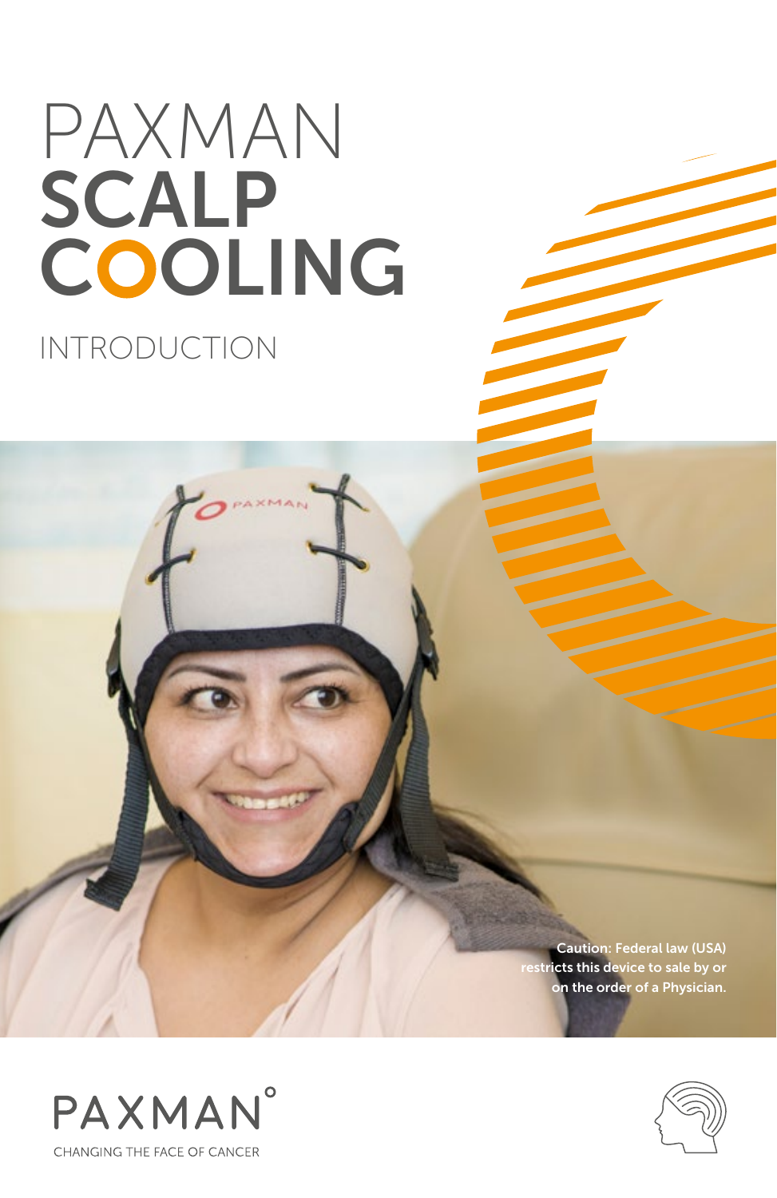# PAXMAN SCALP COOLING

## INTRODUCTION

Caution: Federal law (USA) restricts this device to sale by or on the order of a Physician.

PAXMAN

CHANGING THE FACE OF CANCER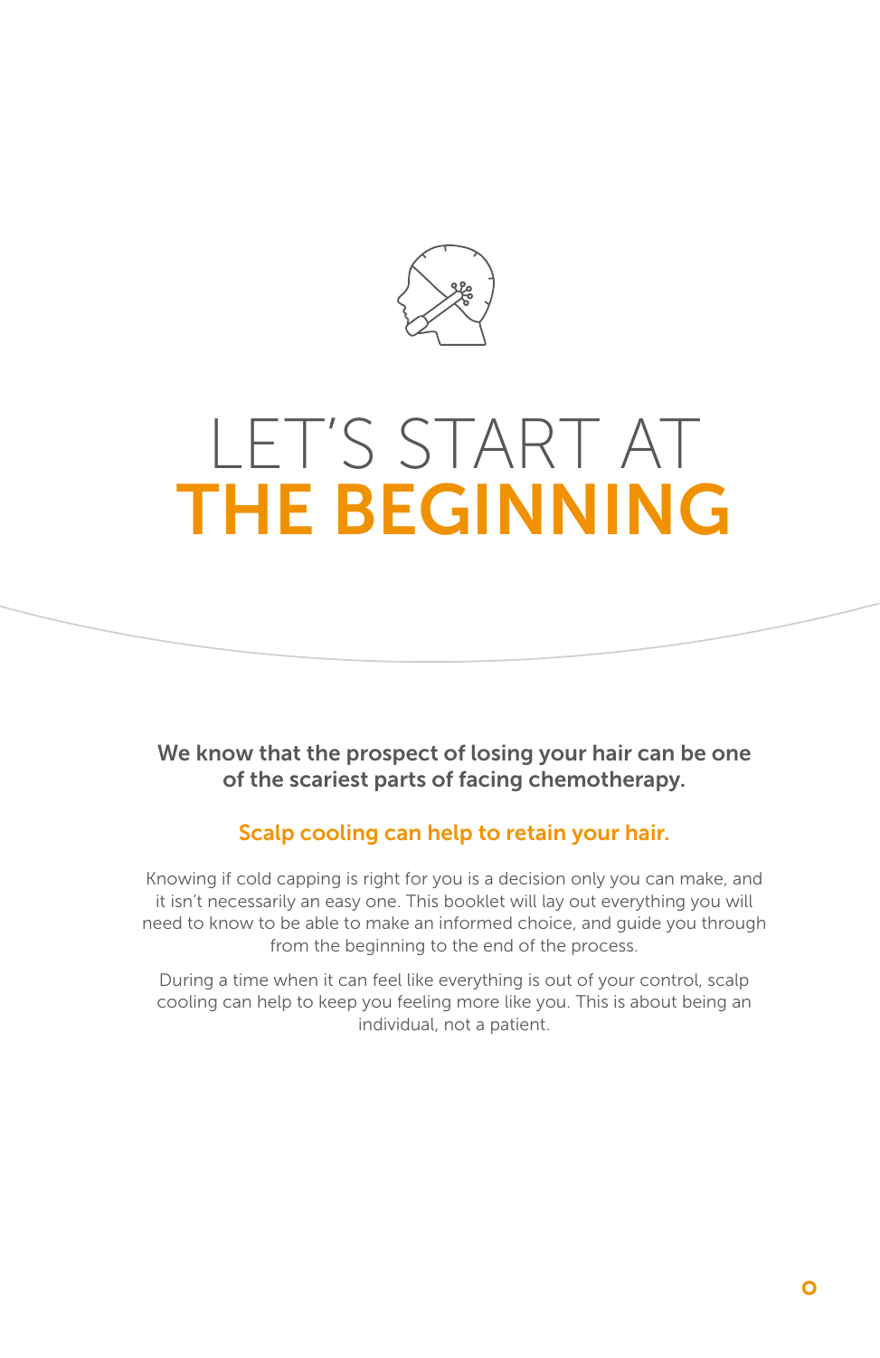# LET'S START AT THE BEGINNING

**We know that the prospect of losing your hair can be one of the scariest parts of facing chemotherapy.**

**Scalp cooling can help to retain your hair.**

Knowing if cold capping is right for you is a decision only you can make, and it isn't necessarily an easy one. This booklet will lay out everything you will need to know to be able to make an informed choice, and guide you through from the beginning to the end of the process.

During a time when it can feel like everything is out of your control, scalp cooling can help to keep you feeling more like you. This is about being an individual, not a patient.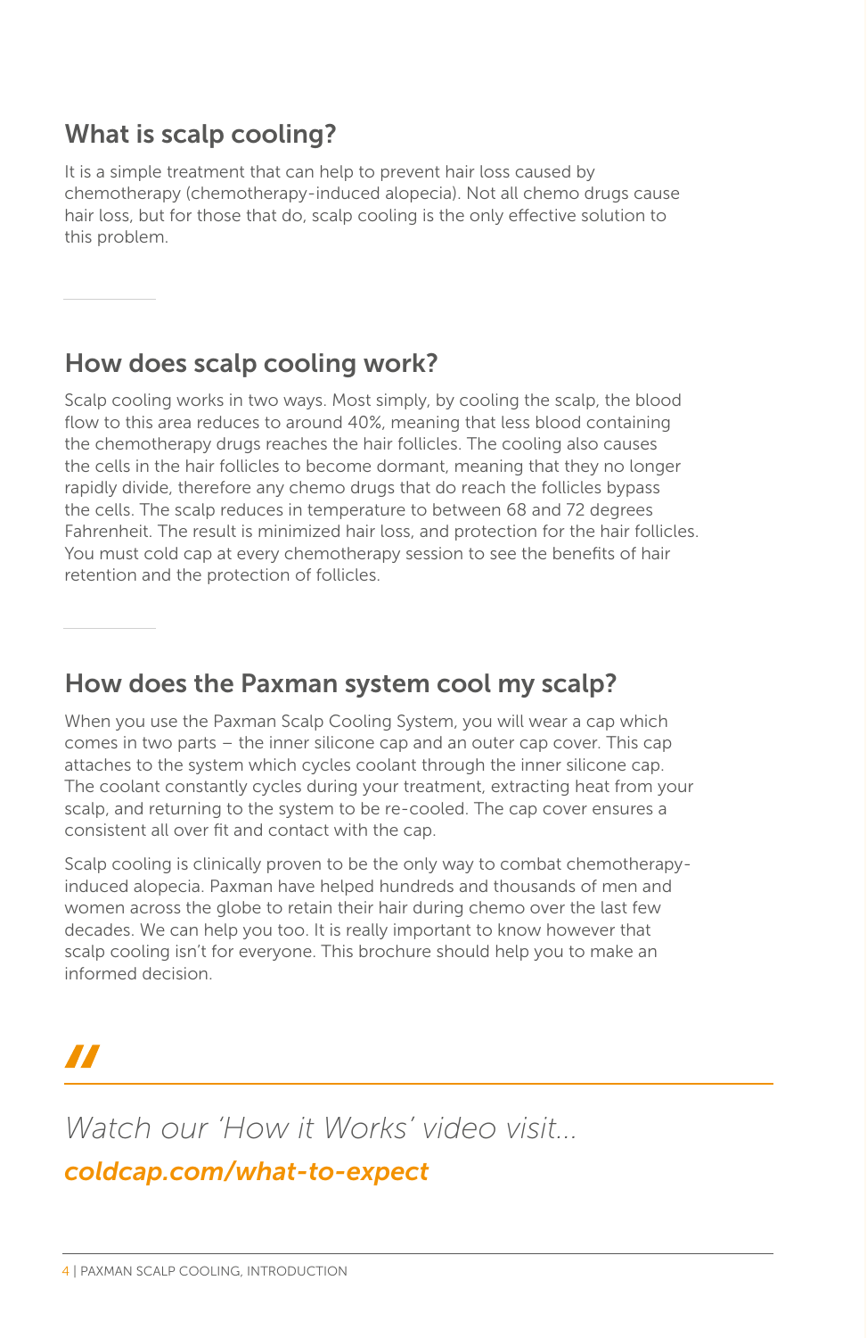## What is scalp cooling?

It is a simple treatment that can help to prevent hair loss caused by chemotherapy (chemotherapy-induced alopecia). Not all chemo drugs cause hair loss, but for those that do, scalp cooling is the only effective solution to this problem.

## How does scalp cooling work?

Scalp cooling works in two ways. Most simply, by cooling the scalp, the blood flow to this area reduces to around 40%, meaning that less blood containing the chemotherapy drugs reaches the hair follicles. The cooling also causes the cells in the hair follicles to become dormant, meaning that they no longer rapidly divide, therefore any chemo drugs that do reach the follicles bypass the cells. The scalp reduces in temperature to between 68 and 72 degrees Fahrenheit. The result is minimized hair loss, and protection for the hair follicles. You must cold cap at every chemotherapy session to see the benefits of hair retention and the protection of follicles.

## How does the Paxman system cool my scalp?

When you use the Paxman Scalp Cooling System, you will wear a cap which comes in two parts – the inner silicone cap and an outer cap cover. This cap attaches to the system which cycles coolant through the inner silicone cap. The coolant constantly cycles during your treatment, extracting heat from your scalp, and returning to the system to be re-cooled. The cap cover ensures a consistent all over fit and contact with the cap.

Scalp cooling is clinically proven to be the only way to combat chemotherapy-induced alopecia. Paxman have helped hundreds and thousands of men and women across the globe to retain their hair during chemo over the last few decades. We can help you too. It is really important to know however that scalp cooling isn't for everyone. This brochure should help you to make an informed decision.

*Watch our 'How it Works' video visit...*

***coldcap.com/what-to-expect***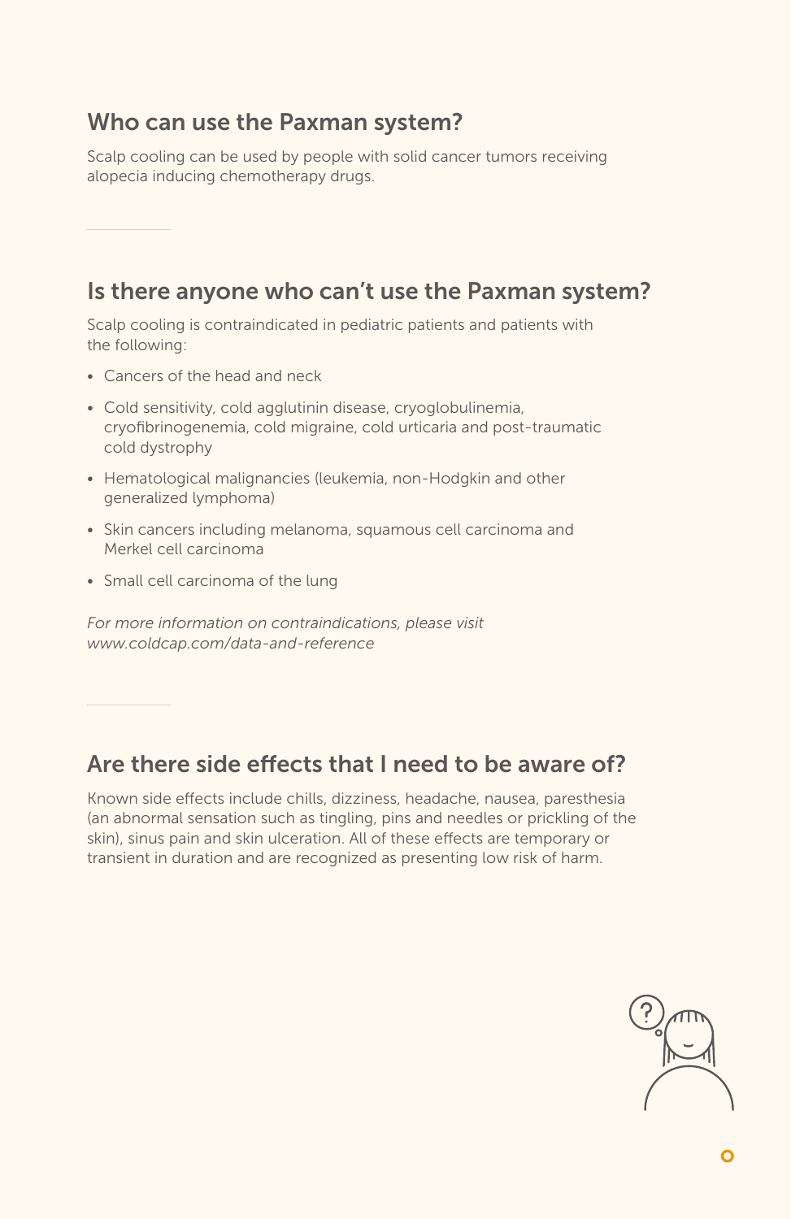## Who can use the Paxman system?

Scalp cooling can be used by people with solid cancer tumors receiving alopecia inducing chemotherapy drugs.

## Is there anyone who can't use the Paxman system?

Scalp cooling is contraindicated in pediatric patients and patients with the following:

- Cancers of the head and neck
- Cold sensitivity, cold agglutinin disease, cryoglobulinemia, cryofibrinogenemia, cold migraine, cold urticaria and post-traumatic cold dystrophy
- Hematological malignancies (leukemia, non-Hodgkin and other generalized lymphoma)
- Skin cancers including melanoma, squamous cell carcinoma and Merkel cell carcinoma
- Small cell carcinoma of the lung

*For more information on contraindications, please visit www.coldcap.com/data-and-reference*

## Are there side effects that I need to be aware of?

Known side effects include chills, dizziness, headache, nausea, paresthesia (an abnormal sensation such as tingling, pins and needles or prickling of the skin), sinus pain and skin ulceration. All of these effects are temporary or transient in duration and are recognized as presenting low risk of harm.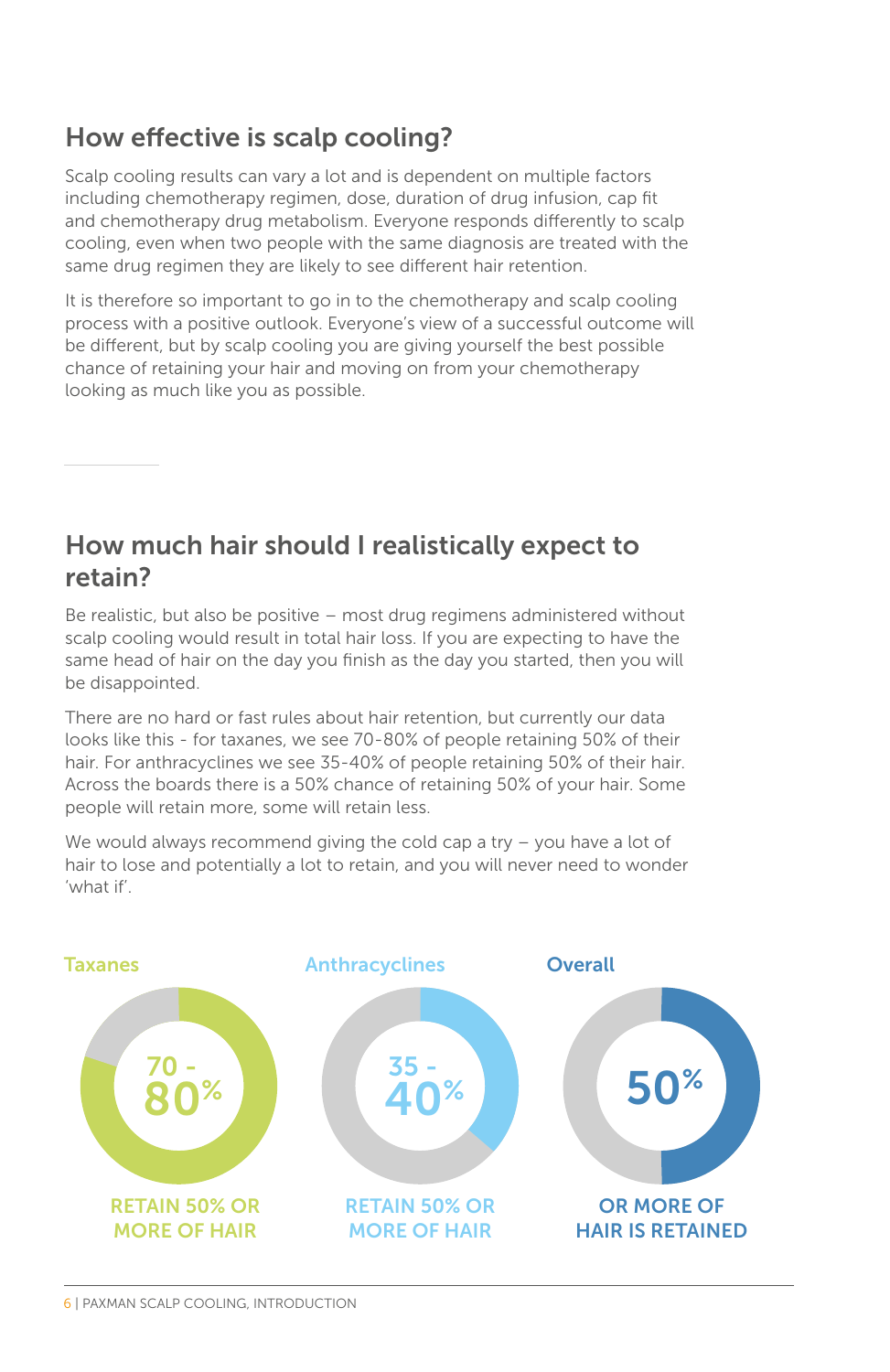## How effective is scalp cooling?

Scalp cooling results can vary a lot and is dependent on multiple factors including chemotherapy regimen, dose, duration of drug infusion, cap fit and chemotherapy drug metabolism. Everyone responds differently to scalp cooling, even when two people with the same diagnosis are treated with the same drug regimen they are likely to see different hair retention.

It is therefore so important to go in to the chemotherapy and scalp cooling process with a positive outlook. Everyone's view of a successful outcome will be different, but by scalp cooling you are giving yourself the best possible chance of retaining your hair and moving on from your chemotherapy looking as much like you as possible.

## How much hair should I realistically expect to retain?

Be realistic, but also be positive – most drug regimens administered without scalp cooling would result in total hair loss. If you are expecting to have the same head of hair on the day you finish as the day you started, then you will be disappointed.

There are no hard or fast rules about hair retention, but currently our data looks like this - for taxanes, we see 70-80% of people retaining 50% of their hair. For anthracyclines we see 35-40% of people retaining 50% of their hair. Across the boards there is a 50% chance of retaining 50% of your hair. Some people will retain more, some will retain less.

We would always recommend giving the cold cap a try – you have a lot of hair to lose and potentially a lot to retain, and you will never need to wonder 'what if'.

**Taxanes**

70 - 80%

RETAIN 50% OR MORE OF HAIR

**Anthracyclines**

35 - 40%

RETAIN 50% OR MORE OF HAIR

**Overall**

50%

OR MORE OF HAIR IS RETAINED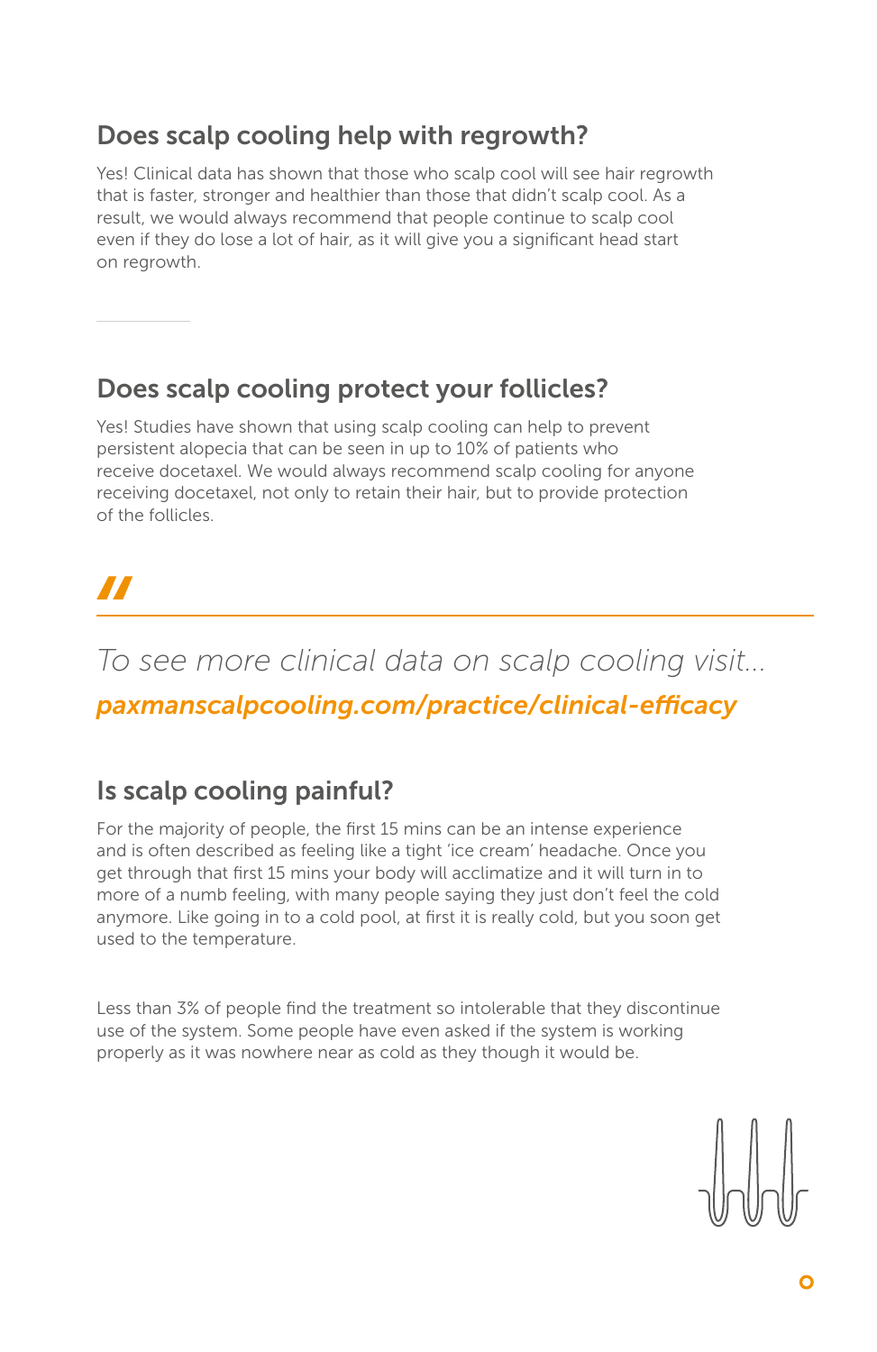## Does scalp cooling help with regrowth?

Yes! Clinical data has shown that those who scalp cool will see hair regrowth that is faster, stronger and healthier than those that didn't scalp cool. As a result, we would always recommend that people continue to scalp cool even if they do lose a lot of hair, as it will give you a significant head start on regrowth.

## Does scalp cooling protect your follicles?

Yes! Studies have shown that using scalp cooling can help to prevent persistent alopecia that can be seen in up to 10% of patients who receive docetaxel. We would always recommend scalp cooling for anyone receiving docetaxel, not only to retain their hair, but to provide protection of the follicles.

*To see more clinical data on scalp cooling visit...*

***paxmanscalpcooling.com/practice/clinical-efficacy***

## Is scalp cooling painful?

For the majority of people, the first 15 mins can be an intense experience and is often described as feeling like a tight 'ice cream' headache. Once you get through that first 15 mins your body will acclimatize and it will turn in to more of a numb feeling, with many people saying they just don't feel the cold anymore. Like going in to a cold pool, at first it is really cold, but you soon get used to the temperature.

Less than 3% of people find the treatment so intolerable that they discontinue use of the system. Some people have even asked if the system is working properly as it was nowhere near as cold as they though it would be.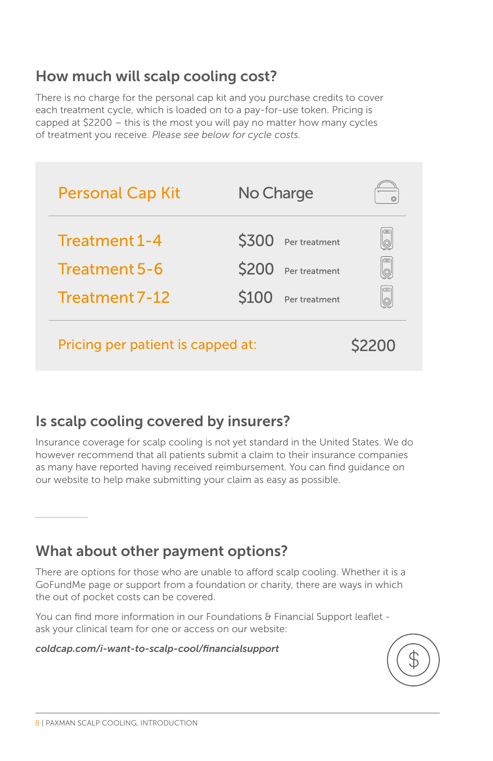## How much will scalp cooling cost?

There is no charge for the personal cap kit and you purchase credits to cover each treatment cycle, which is loaded on to a pay-for-use token. Pricing is capped at $2200 – this is the most you will pay no matter how many cycles of treatment you receive. *Please see below for cycle costs.*

| | |
|---|---|
| Personal Cap Kit | No Charge |
| Treatment 1-4 | $300 Per treatment |
| Treatment 5-6 | $200 Per treatment |
| Treatment 7-12 | $100 Per treatment |
| Pricing per patient is capped at: | $2200 |

## Is scalp cooling covered by insurers?

Insurance coverage for scalp cooling is not yet standard in the United States. We do however recommend that all patients submit a claim to their insurance companies as many have reported having received reimbursement. You can find guidance on our website to help make submitting your claim as easy as possible.

## What about other payment options?

There are options for those who are unable to afford scalp cooling. Whether it is a GoFundMe page or support from a foundation or charity, there are ways in which the out of pocket costs can be covered.

You can find more information in our Foundations & Financial Support leaflet - ask your clinical team for one or access on our website:

***coldcap.com/i-want-to-scalp-cool/financialsupport***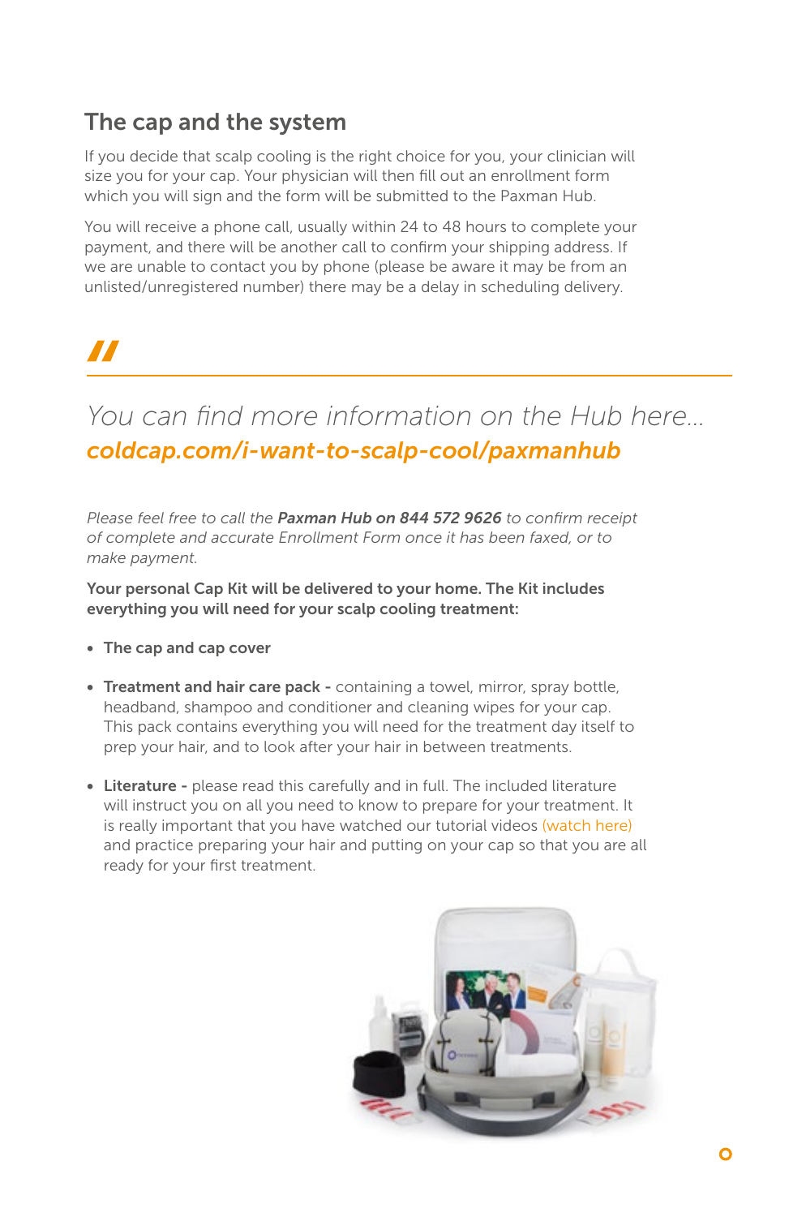## The cap and the system

If you decide that scalp cooling is the right choice for you, your clinician will size you for your cap. Your physician will then fill out an enrollment form which you will sign and the form will be submitted to the Paxman Hub.

You will receive a phone call, usually within 24 to 48 hours to complete your payment, and there will be another call to confirm your shipping address. If we are unable to contact you by phone (please be aware it may be from an unlisted/unregistered number) there may be a delay in scheduling delivery.

*You can find more information on the Hub here...*
***coldcap.com/i-want-to-scalp-cool/paxmanhub***

*Please feel free to call the* ***Paxman Hub on 844 572 9626*** *to confirm receipt of complete and accurate Enrollment Form once it has been faxed, or to make payment.*

**Your personal Cap Kit will be delivered to your home. The Kit includes everything you will need for your scalp cooling treatment:**

- **The cap and cap cover**
- **Treatment and hair care pack -** containing a towel, mirror, spray bottle, headband, shampoo and conditioner and cleaning wipes for your cap. This pack contains everything you will need for the treatment day itself to prep your hair, and to look after your hair in between treatments.
- **Literature -** please read this carefully and in full. The included literature will instruct you on all you need to know to prepare for your treatment. It is really important that you have watched our tutorial videos (watch here) and practice preparing your hair and putting on your cap so that you are all ready for your first treatment.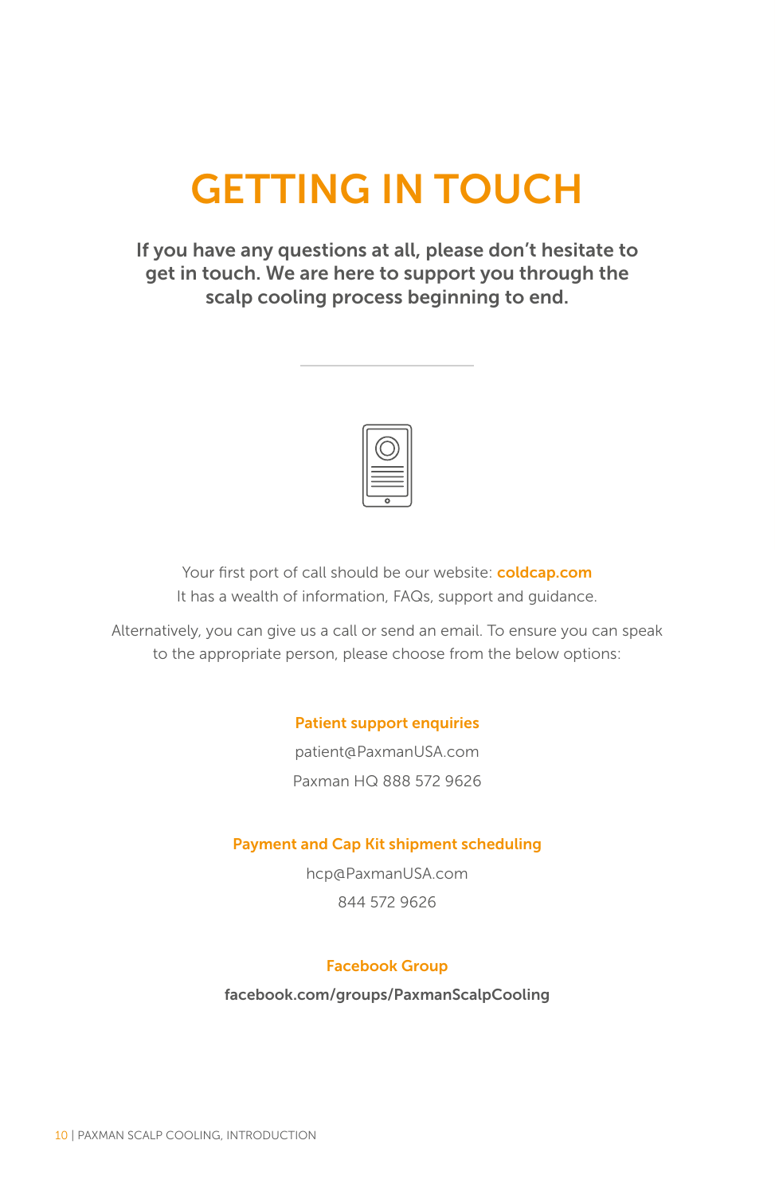# GETTING IN TOUCH

**If you have any questions at all, please don't hesitate to get in touch. We are here to support you through the scalp cooling process beginning to end.**

Your first port of call should be our website: **coldcap.com**
It has a wealth of information, FAQs, support and guidance.

Alternatively, you can give us a call or send an email. To ensure you can speak to the appropriate person, please choose from the below options:

### Patient support enquiries

patient@PaxmanUSA.com

Paxman HQ 888 572 9626

### Payment and Cap Kit shipment scheduling

hcp@PaxmanUSA.com

844 572 9626

### Facebook Group

**facebook.com/groups/PaxmanScalpCooling**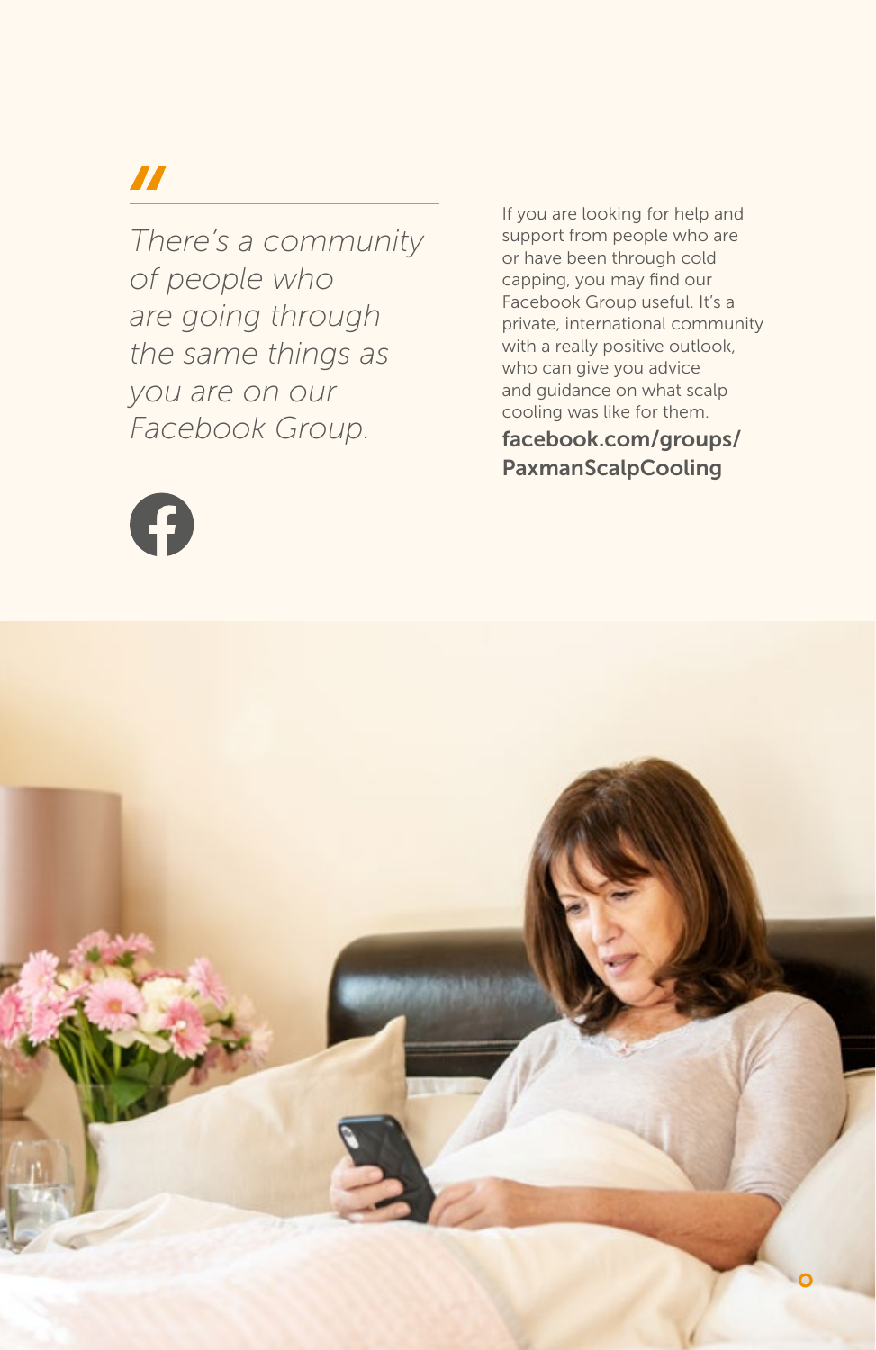> *There's a community of people who are going through the same things as you are on our Facebook Group.*

If you are looking for help and support from people who are or have been through cold capping, you may find our Facebook Group useful. It's a private, international community with a really positive outlook, who can give you advice and guidance on what scalp cooling was like for them.

**facebook.com/groups/PaxmanScalpCooling**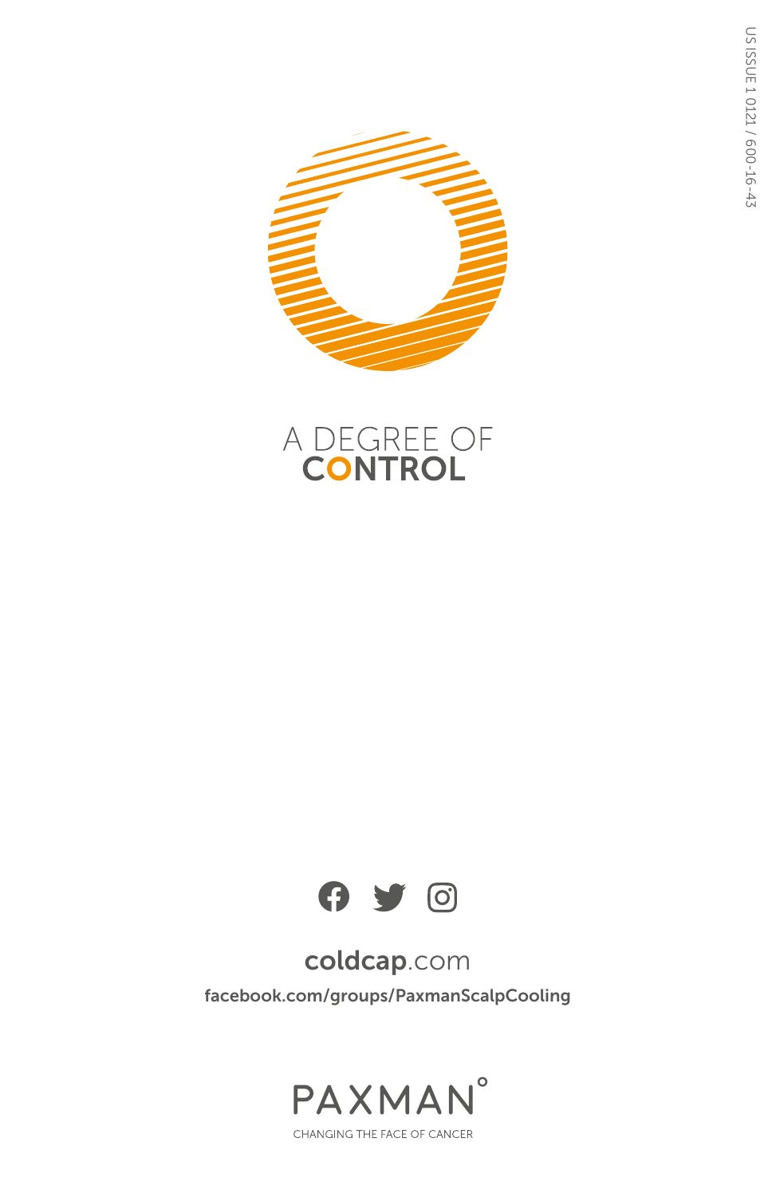US ISSUE 1 0121 / 600-16-43

A DEGREE OF
**CONTROL**

**coldcap**.com

facebook.com/groups/PaxmanScalpCooling

PAXMAN°

CHANGING THE FACE OF CANCER